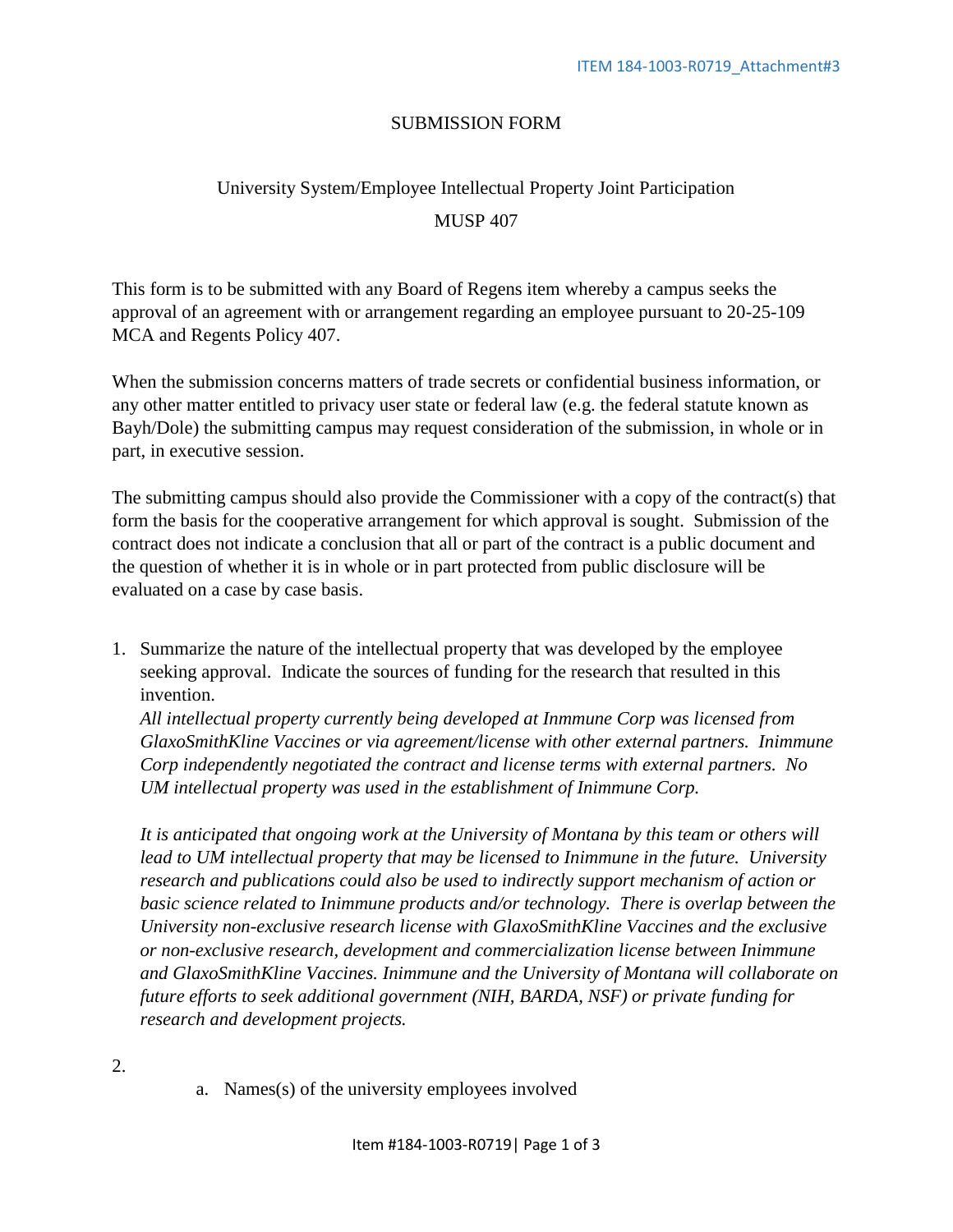# SUBMISSION FORM

## University System/Employee Intellectual Property Joint Participation

## MUSP 407

This form is to be submitted with any Board of Regens item whereby a campus seeks the approval of an agreement with or arrangement regarding an employee pursuant to 20-25-109 MCA and Regents Policy 407.

When the submission concerns matters of trade secrets or confidential business information, or any other matter entitled to privacy user state or federal law (e.g. the federal statute known as Bayh/Dole) the submitting campus may request consideration of the submission, in whole or in part, in executive session.

The submitting campus should also provide the Commissioner with a copy of the contract(s) that form the basis for the cooperative arrangement for which approval is sought. Submission of the contract does not indicate a conclusion that all or part of the contract is a public document and the question of whether it is in whole or in part protected from public disclosure will be evaluated on a case by case basis.

1. Summarize the nature of the intellectual property that was developed by the employee seeking approval. Indicate the sources of funding for the research that resulted in this invention.
   *All intellectual property currently being developed at Inmmune Corp was licensed from GlaxoSmithKline Vaccines or via agreement/license with other external partners. Inimmune Corp independently negotiated the contract and license terms with external partners. No UM intellectual property was used in the establishment of Inimmune Corp.*

   *It is anticipated that ongoing work at the University of Montana by this team or others will lead to UM intellectual property that may be licensed to Inimmune in the future. University research and publications could also be used to indirectly support mechanism of action or basic science related to Inimmune products and/or technology. There is overlap between the University non-exclusive research license with GlaxoSmithKline Vaccines and the exclusive or non-exclusive research, development and commercialization license between Inimmune and GlaxoSmithKline Vaccines. Inimmune and the University of Montana will collaborate on future efforts to seek additional government (NIH, BARDA, NSF) or private funding for research and development projects.*

2.
   a. Names(s) of the university employees involved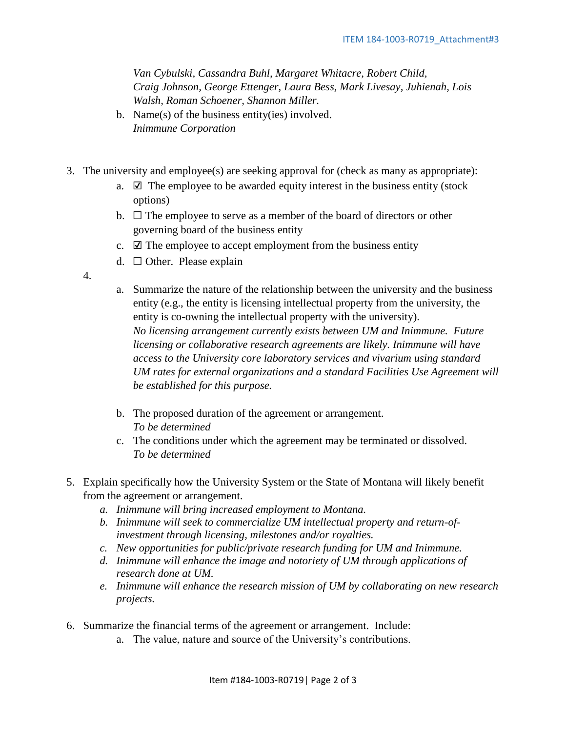*Van Cybulski, Cassandra Buhl, Margaret Whitacre, Robert Child, Craig Johnson, George Ettenger, Laura Bess, Mark Livesay, Juhienah, Lois Walsh, Roman Schoener, Shannon Miller.*

b. Name(s) of the business entity(ies) involved.
*Inimmune Corporation*

3. The university and employee(s) are seeking approval for (check as many as appropriate):
    a. ☑ The employee to be awarded equity interest in the business entity (stock options)
    b. ☐ The employee to serve as a member of the board of directors or other governing board of the business entity
    c. ☑ The employee to accept employment from the business entity
    d. ☐ Other. Please explain

4.
    a. Summarize the nature of the relationship between the university and the business entity (e.g., the entity is licensing intellectual property from the university, the entity is co-owning the intellectual property with the university).
    *No licensing arrangement currently exists between UM and Inimmune. Future licensing or collaborative research agreements are likely. Inimmune will have access to the University core laboratory services and vivarium using standard UM rates for external organizations and a standard Facilities Use Agreement will be established for this purpose.*

    b. The proposed duration of the agreement or arrangement.
    *To be determined*
    c. The conditions under which the agreement may be terminated or dissolved.
    *To be determined*

5. Explain specifically how the University System or the State of Montana will likely benefit from the agreement or arrangement.
    *a. Inimmune will bring increased employment to Montana.*
    *b. Inimmune will seek to commercialize UM intellectual property and return-of-investment through licensing, milestones and/or royalties.*
    *c. New opportunities for public/private research funding for UM and Inimmune.*
    *d. Inimmune will enhance the image and notoriety of UM through applications of research done at UM.*
    *e. Inimmune will enhance the research mission of UM by collaborating on new research projects.*

6. Summarize the financial terms of the agreement or arrangement. Include:
    a. The value, nature and source of the University's contributions.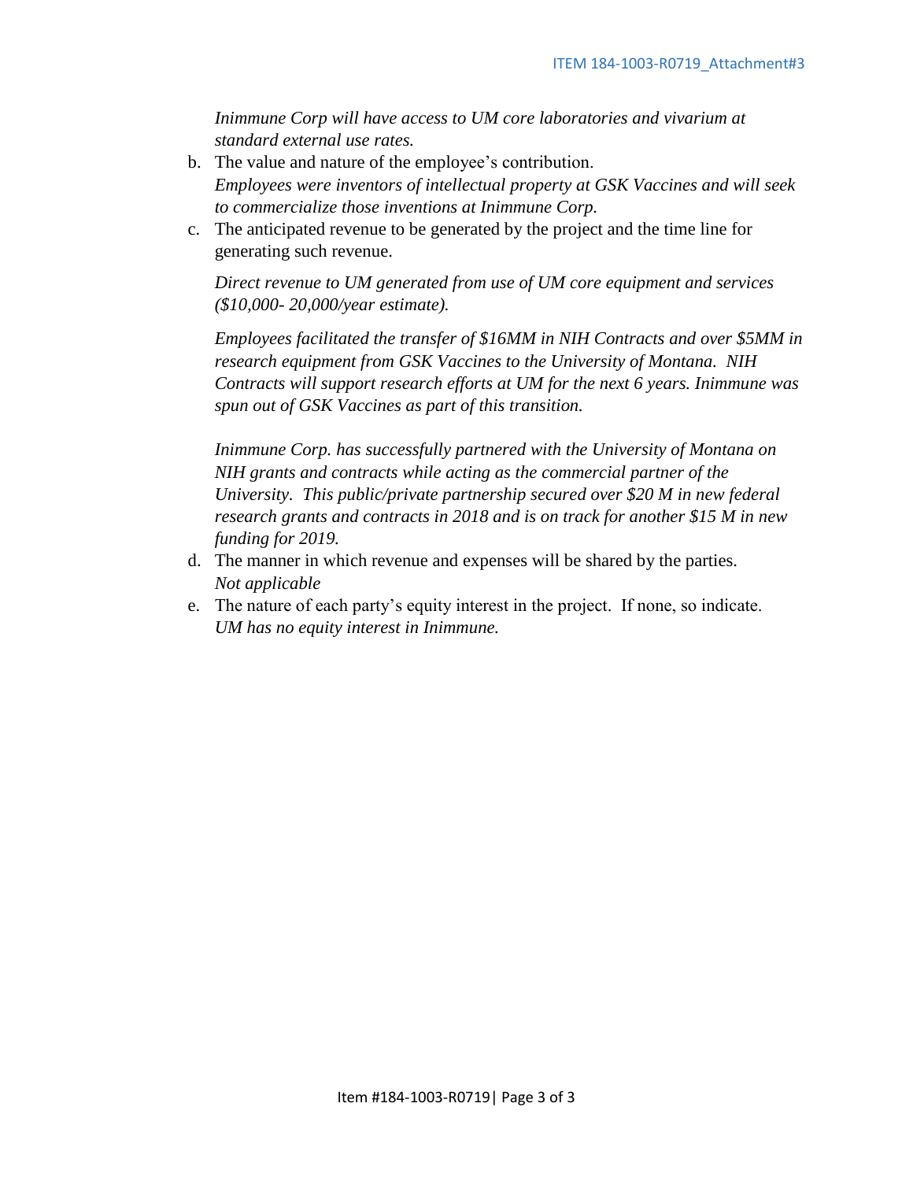*Inimmune Corp will have access to UM core laboratories and vivarium at standard external use rates.*

b. The value and nature of the employee's contribution.
   *Employees were inventors of intellectual property at GSK Vaccines and will seek to commercialize those inventions at Inimmune Corp.*

c. The anticipated revenue to be generated by the project and the time line for generating such revenue.

   *Direct revenue to UM generated from use of UM core equipment and services ($10,000- 20,000/year estimate).*

   *Employees facilitated the transfer of $16MM in NIH Contracts and over $5MM in research equipment from GSK Vaccines to the University of Montana. NIH Contracts will support research efforts at UM for the next 6 years. Inimmune was spun out of GSK Vaccines as part of this transition.*

   *Inimmune Corp. has successfully partnered with the University of Montana on NIH grants and contracts while acting as the commercial partner of the University. This public/private partnership secured over $20 M in new federal research grants and contracts in 2018 and is on track for another $15 M in new funding for 2019.*

d. The manner in which revenue and expenses will be shared by the parties.
   *Not applicable*

e. The nature of each party's equity interest in the project. If none, so indicate.
   *UM has no equity interest in Inimmune.*